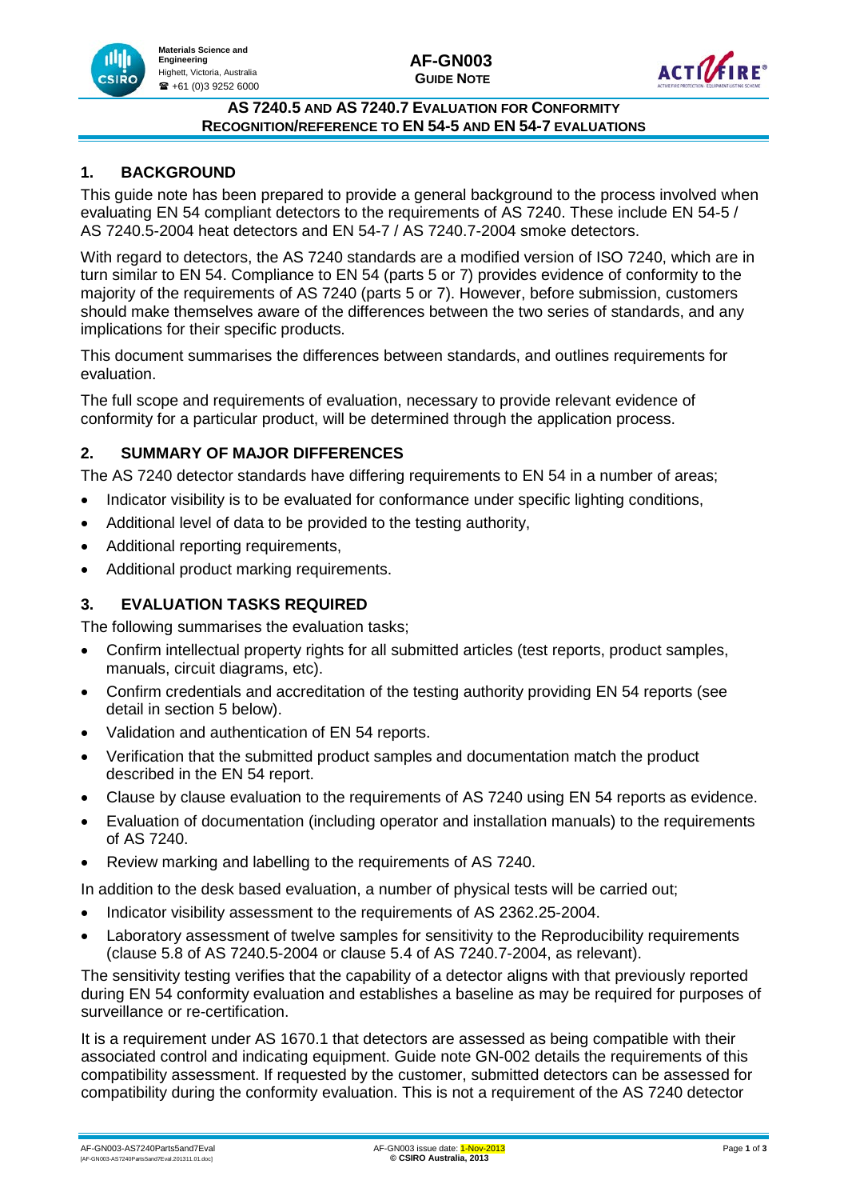# AS 7240.5 AND AS 7240.7 EVALUATION FOR CONFORMITY RECOGNITION/REFERENCE TO EN 54-5 AND EN 54-7 EVALUATIONS

## 1. BACKGROUND

This guide note has been prepared to provide a general background to the process involved when evaluating EN 54 compliant detectors to the requirements of AS 7240. These include EN 54-5 / AS 7240.5-2004 heat detectors and EN 54-7 / AS 7240.7-2004 smoke detectors.

With regard to detectors, the AS 7240 standards are a modified version of ISO 7240, which are in turn similar to EN 54. Compliance to EN 54 (parts 5 or 7) provides evidence of conformity to the majority of the requirements of AS 7240 (parts 5 or 7). However, before submission, customers should make themselves aware of the differences between the two series of standards, and any implications for their specific products.

This document summarises the differences between standards, and outlines requirements for evaluation.

The full scope and requirements of evaluation, necessary to provide relevant evidence of conformity for a particular product, will be determined through the application process.

## 2. SUMMARY OF MAJOR DIFFERENCES

The AS 7240 detector standards have differing requirements to EN 54 in a number of areas;

- Indicator visibility is to be evaluated for conformance under specific lighting conditions,
- Additional level of data to be provided to the testing authority,
- Additional reporting requirements,
- Additional product marking requirements.

## 3. EVALUATION TASKS REQUIRED

The following summarises the evaluation tasks;

- Confirm intellectual property rights for all submitted articles (test reports, product samples, manuals, circuit diagrams, etc).
- Confirm credentials and accreditation of the testing authority providing EN 54 reports (see detail in section 5 below).
- Validation and authentication of EN 54 reports.
- Verification that the submitted product samples and documentation match the product described in the EN 54 report.
- Clause by clause evaluation to the requirements of AS 7240 using EN 54 reports as evidence.
- Evaluation of documentation (including operator and installation manuals) to the requirements of AS 7240.
- Review marking and labelling to the requirements of AS 7240.

In addition to the desk based evaluation, a number of physical tests will be carried out;

- Indicator visibility assessment to the requirements of AS 2362.25-2004.
- Laboratory assessment of twelve samples for sensitivity to the Reproducibility requirements (clause 5.8 of AS 7240.5-2004 or clause 5.4 of AS 7240.7-2004, as relevant).

The sensitivity testing verifies that the capability of a detector aligns with that previously reported during EN 54 conformity evaluation and establishes a baseline as may be required for purposes of surveillance or re-certification.

It is a requirement under AS 1670.1 that detectors are assessed as being compatible with their associated control and indicating equipment. Guide note GN-002 details the requirements of this compatibility assessment. If requested by the customer, submitted detectors can be assessed for compatibility during the conformity evaluation. This is not a requirement of the AS 7240 detector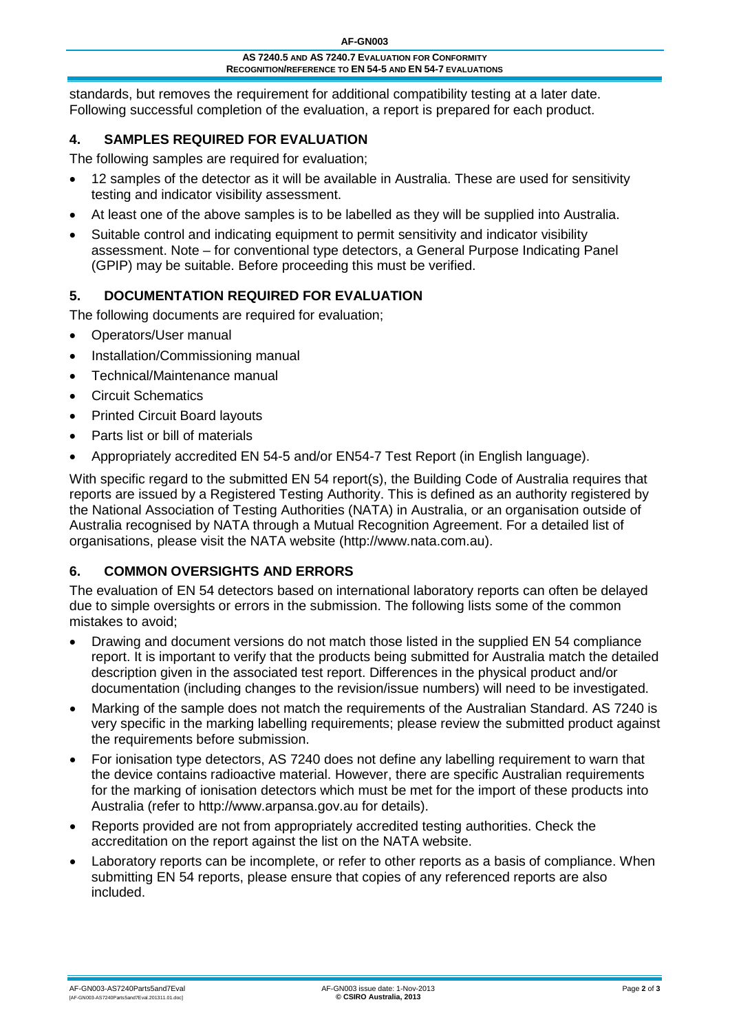standards, but removes the requirement for additional compatibility testing at a later date. Following successful completion of the evaluation, a report is prepared for each product.

## 4. SAMPLES REQUIRED FOR EVALUATION

The following samples are required for evaluation;

- 12 samples of the detector as it will be available in Australia. These are used for sensitivity testing and indicator visibility assessment.
- At least one of the above samples is to be labelled as they will be supplied into Australia.
- Suitable control and indicating equipment to permit sensitivity and indicator visibility assessment. Note – for conventional type detectors, a General Purpose Indicating Panel (GPIP) may be suitable. Before proceeding this must be verified.

## 5. DOCUMENTATION REQUIRED FOR EVALUATION

The following documents are required for evaluation;

- Operators/User manual
- Installation/Commissioning manual
- Technical/Maintenance manual
- Circuit Schematics
- Printed Circuit Board layouts
- Parts list or bill of materials
- Appropriately accredited EN 54-5 and/or EN54-7 Test Report (in English language).

With specific regard to the submitted EN 54 report(s), the Building Code of Australia requires that reports are issued by a Registered Testing Authority. This is defined as an authority registered by the National Association of Testing Authorities (NATA) in Australia, or an organisation outside of Australia recognised by NATA through a Mutual Recognition Agreement. For a detailed list of organisations, please visit the NATA website (http://www.nata.com.au).

## 6. COMMON OVERSIGHTS AND ERRORS

The evaluation of EN 54 detectors based on international laboratory reports can often be delayed due to simple oversights or errors in the submission. The following lists some of the common mistakes to avoid;

- Drawing and document versions do not match those listed in the supplied EN 54 compliance report. It is important to verify that the products being submitted for Australia match the detailed description given in the associated test report. Differences in the physical product and/or documentation (including changes to the revision/issue numbers) will need to be investigated.
- Marking of the sample does not match the requirements of the Australian Standard. AS 7240 is very specific in the marking labelling requirements; please review the submitted product against the requirements before submission.
- For ionisation type detectors, AS 7240 does not define any labelling requirement to warn that the device contains radioactive material. However, there are specific Australian requirements for the marking of ionisation detectors which must be met for the import of these products into Australia (refer to http://www.arpansa.gov.au for details).
- Reports provided are not from appropriately accredited testing authorities. Check the accreditation on the report against the list on the NATA website.
- Laboratory reports can be incomplete, or refer to other reports as a basis of compliance. When submitting EN 54 reports, please ensure that copies of any referenced reports are also included.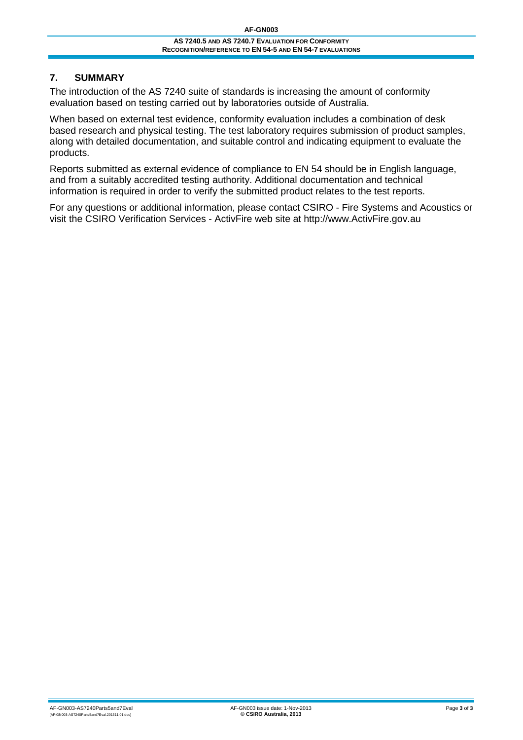## 7. SUMMARY

The introduction of the AS 7240 suite of standards is increasing the amount of conformity evaluation based on testing carried out by laboratories outside of Australia.

When based on external test evidence, conformity evaluation includes a combination of desk based research and physical testing. The test laboratory requires submission of product samples, along with detailed documentation, and suitable control and indicating equipment to evaluate the products.

Reports submitted as external evidence of compliance to EN 54 should be in English language, and from a suitably accredited testing authority. Additional documentation and technical information is required in order to verify the submitted product relates to the test reports.

For any questions or additional information, please contact CSIRO - Fire Systems and Acoustics or visit the CSIRO Verification Services - ActivFire web site at http://www.ActivFire.gov.au